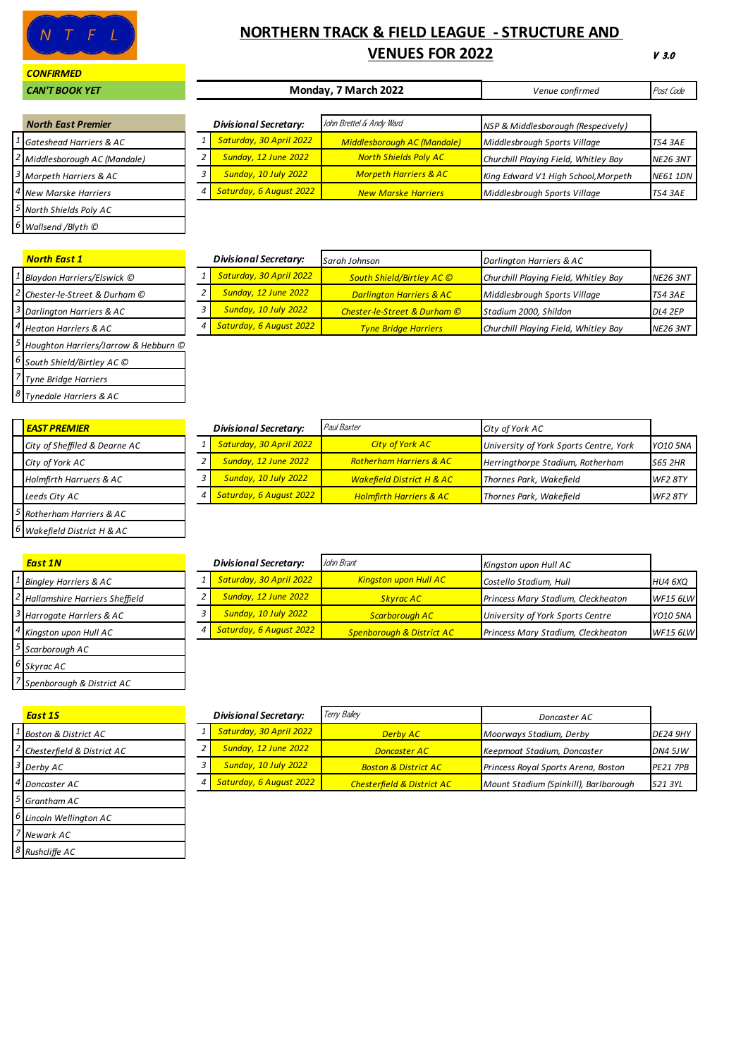NTFL

# NORTHERN TRACK & FIELD LEAGUE - STRUCTURE AND VENUES FOR 2022

*V 3.0*

| | |
|---|---|
| *CONFIRMED* | |
| *CAN'T BOOK YET* | |

**Monday, 7 March 2022** | *Venue confirmed* | *Post Code*

| North East Premier | | Divisional Secretary: | John Brettel & Andy Ward | NSP & Middlesborough (Respecively) | |
|---|---|---|---|---|---|
| 1 Gateshead Harriers & AC | 1 | Saturday, 30 April 2022 | Middlesborough AC (Mandale) | Middlesbrough Sports Village | TS4 3AE |
| 2 Middlesborough AC (Mandale) | 2 | Sunday, 12 June 2022 | North Shields Poly AC | Churchill Playing Field, Whitley Bay | NE26 3NT |
| 3 Morpeth Harriers & AC | 3 | Sunday, 10 July 2022 | Morpeth Harriers & AC | King Edward V1 High School,Morpeth | NE61 1DN |
| 4 New Marske Harriers | 4 | Saturday, 6 August 2022 | New Marske Harriers | Middlesbrough Sports Village | TS4 3AE |
| 5 North Shields Poly AC | | | | | |
| 6 Wallsend /Blyth © | | | | | |

| North East 1 | | Divisional Secretary: | Sarah Johnson | Darlington Harriers & AC | |
|---|---|---|---|---|---|
| 1 Blaydon Harriers/Elswick © | 1 | Saturday, 30 April 2022 | South Shield/Birtley AC © | Churchill Playing Field, Whitley Bay | NE26 3NT |
| 2 Chester-le-Street & Durham © | 2 | Sunday, 12 June 2022 | Darlington Harriers & AC | Middlesbrough Sports Village | TS4 3AE |
| 3 Darlington Harriers & AC | 3 | Sunday, 10 July 2022 | Chester-le-Street & Durham © | Stadium 2000, Shildon | DL4 2EP |
| 4 Heaton Harriers & AC | 4 | Saturday, 6 August 2022 | Tyne Bridge Harriers | Churchill Playing Field, Whitley Bay | NE26 3NT |
| 5 Houghton Harriers/Jarrow & Hebburn © | | | | | |
| 6 South Shield/Birtley AC © | | | | | |
| 7 Tyne Bridge Harriers | | | | | |
| 8 Tynedale Harriers & AC | | | | | |

| EAST PREMIER | | Divisional Secretary: | Paul Baxter | City of York AC | |
|---|---|---|---|---|---|
| City of Sheffield & Dearne AC | 1 | Saturday, 30 April 2022 | City of York AC | University of York Sports Centre, York | YO10 5NA |
| City of York AC | 2 | Sunday, 12 June 2022 | Rotherham Harriers & AC | Herringthorpe Stadium, Rotherham | S65 2HR |
| Holmfirth Harrurers & AC | 3 | Sunday, 10 July 2022 | Wakefield District H & AC | Thornes Park, Wakefield | WF2 8TY |
| Leeds City AC | 4 | Saturday, 6 August 2022 | Holmfirth Harriers & AC | Thornes Park, Wakefield | WF2 8TY |
| 5 Rotherham Harriers & AC | | | | | |
| 6 Wakefield District H & AC | | | | | |

| East 1N | | Divisional Secretary: | John Brant | Kingston upon Hull AC | |
|---|---|---|---|---|---|
| 1 Bingley Harriers & AC | 1 | Saturday, 30 April 2022 | Kingston upon Hull AC | Costello Stadium, Hull | HU4 6XQ |
| 2 Hallamshire Harriers Sheffield | 2 | Sunday, 12 June 2022 | Skyrac AC | Princess Mary Stadium, Cleckheaton | WF15 6LW |
| 3 Harrogate Harriers & AC | 3 | Sunday, 10 July 2022 | Scarborough AC | University of York Sports Centre | YO10 5NA |
| 4 Kingston upon Hull AC | 4 | Saturday, 6 August 2022 | Spenborough & District AC | Princess Mary Stadium, Cleckheaton | WF15 6LW |
| 5 Scarborough AC | | | | | |
| 6 Skyrac AC | | | | | |
| 7 Spenborough & District AC | | | | | |

| East 1S | | Divisional Secretary: | Terry Bailey | Doncaster AC | |
|---|---|---|---|---|---|
| 1 Boston & District AC | 1 | Saturday, 30 April 2022 | Derby AC | Moorways Stadium, Derby | DE24 9HY |
| 2 Chesterfield & District AC | 2 | Sunday, 12 June 2022 | Doncaster AC | Keepmoat Stadium, Doncaster | DN4 5JW |
| 3 Derby AC | 3 | Sunday, 10 July 2022 | Boston & District AC | Princess Royal Sports Arena, Boston | PE21 7PB |
| 4 Doncaster AC | 4 | Saturday, 6 August 2022 | Chesterfield & District AC | Mount Stadium (Spinkill), Barlborough | S21 3YL |
| 5 Grantham AC | | | | | |
| 6 Lincoln Wellington AC | | | | | |
| 7 Newark AC | | | | | |
| 8 Rushcliffe AC | | | | | |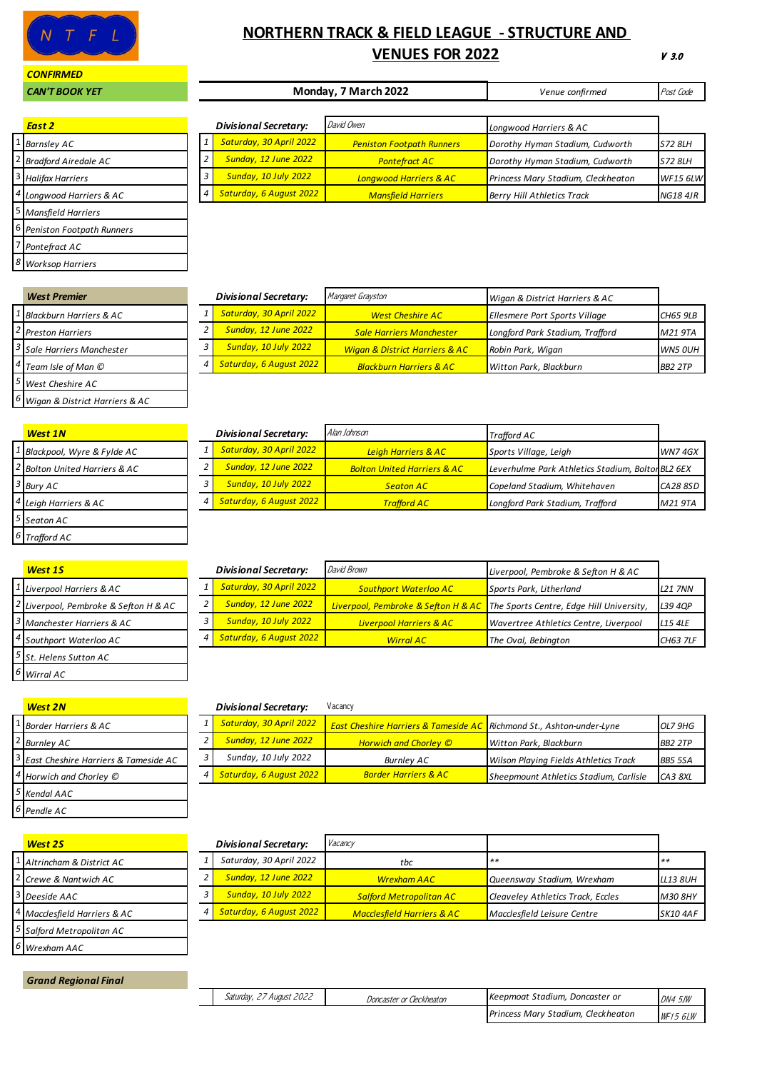N T F L

# NORTHERN TRACK & FIELD LEAGUE - STRUCTURE AND VENUES FOR 2022

*V 3.0*

*CONFIRMED*

*CAN'T BOOK YET*

| Monday, 7 March 2022 | Venue confirmed | Post Code |
|---|---|---|

## East 2

| | |
|---|---|
| 1 | Barnsley AC |
| 2 | Bradford Airedale AC |
| 3 | Halifax Harriers |
| 4 | Longwood Harriers & AC |
| 5 | Mansfield Harriers |
| 6 | Peniston Footpath Runners |
| 7 | Pontefract AC |
| 8 | Worksop Harriers |

| Divisional Secretary: | | David Owen | Longwood Harriers & AC | |
|---|---|---|---|---|
| 1 | Saturday, 30 April 2022 | Peniston Footpath Runners | Dorothy Hyman Stadium, Cudworth | S72 8LH |
| 2 | Sunday, 12 June 2022 | Pontefract AC | Dorothy Hyman Stadium, Cudworth | S72 8LH |
| 3 | Sunday, 10 July 2022 | Longwood Harriers & AC | Princess Mary Stadium, Cleckheaton | WF15 6LW |
| 4 | Saturday, 6 August 2022 | Mansfield Harriers | Berry Hill Athletics Track | NG18 4JR |

## West Premier

| | |
|---|---|
| 1 | Blackburn Harriers & AC |
| 2 | Preston Harriers |
| 3 | Sale Harriers Manchester |
| 4 | Team Isle of Man © |
| 5 | West Cheshire AC |
| 6 | Wigan & District Harriers & AC |

| Divisional Secretary: | | Margaret Grayston | Wigan & District Harriers & AC | |
|---|---|---|---|---|
| 1 | Saturday, 30 April 2022 | West Cheshire AC | Ellesmere Port Sports Village | CH65 9LB |
| 2 | Sunday, 12 June 2022 | Sale Harriers Manchester | Longford Park Stadium, Trafford | M21 9TA |
| 3 | Sunday, 10 July 2022 | Wigan & District Harriers & AC | Robin Park, Wigan | WN5 0UH |
| 4 | Saturday, 6 August 2022 | Blackburn Harriers & AC | Witton Park, Blackburn | BB2 2TP |

## West 1N

| | |
|---|---|
| 1 | Blackpool, Wyre & Fylde AC |
| 2 | Bolton United Harriers & AC |
| 3 | Bury AC |
| 4 | Leigh Harriers & AC |
| 5 | Seaton AC |
| 6 | Trafford AC |

| Divisional Secretary: | | Alan Johnson | Trafford AC | |
|---|---|---|---|---|
| 1 | Saturday, 30 April 2022 | Leigh Harriers & AC | Sports Village, Leigh | WN7 4GX |
| 2 | Sunday, 12 June 2022 | Bolton United Harriers & AC | Leverhulme Park Athletics Stadium, Bolton | BL2 6EX |
| 3 | Sunday, 10 July 2022 | Seaton AC | Copeland Stadium, Whitehaven | CA28 8SD |
| 4 | Saturday, 6 August 2022 | Trafford AC | Longford Park Stadium, Trafford | M21 9TA |

## West 1S

| | |
|---|---|
| 1 | Liverpool Harriers & AC |
| 2 | Liverpool, Pembroke & Sefton H & AC |
| 3 | Manchester Harriers & AC |
| 4 | Southport Waterloo AC |
| 5 | St. Helens Sutton AC |
| 6 | Wirral AC |

| Divisional Secretary: | | David Brown | Liverpool, Pembroke & Sefton H & AC | |
|---|---|---|---|---|
| 1 | Saturday, 30 April 2022 | Southport Waterloo AC | Sports Park, Litherland | L21 7NN |
| 2 | Sunday, 12 June 2022 | Liverpool, Pembroke & Sefton H & AC | The Sports Centre, Edge Hill University, | L39 4QP |
| 3 | Sunday, 10 July 2022 | Liverpool Harriers & AC | Wavertree Athletics Centre, Liverpool | L15 4LE |
| 4 | Saturday, 6 August 2022 | Wirral AC | The Oval, Bebington | CH63 7LF |

## West 2N

| | |
|---|---|
| 1 | Border Harriers & AC |
| 2 | Burnley AC |
| 3 | East Cheshire Harriers & Tameside AC |
| 4 | Horwich and Chorley © |
| 5 | Kendal AAC |
| 6 | Pendle AC |

| Divisional Secretary: | | Vacancy | | |
|---|---|---|---|---|
| 1 | Saturday, 30 April 2022 | East Cheshire Harriers & Tameside AC | Richmond St., Ashton-under-Lyne | OL7 9HG |
| 2 | Sunday, 12 June 2022 | Horwich and Chorley © | Witton Park, Blackburn | BB2 2TP |
| 3 | Sunday, 10 July 2022 | Burnley AC | Wilson Playing Fields Athletics Track | BB5 5SA |
| 4 | Saturday, 6 August 2022 | Border Harriers & AC | Sheepmount Athletics Stadium, Carlisle | CA3 8XL |

## West 2S

| | |
|---|---|
| 1 | Altrincham & District AC |
| 2 | Crewe & Nantwich AC |
| 3 | Deeside AAC |
| 4 | Macclesfield Harriers & AC |
| 5 | Salford Metropolitan AC |
| 6 | Wrexham AAC |

| Divisional Secretary: | | Vacancy | | |
|---|---|---|---|---|
| 1 | Saturday, 30 April 2022 | tbc | ** | ** |
| 2 | Sunday, 12 June 2022 | Wrexham AAC | Queensway Stadium, Wrexham | LL13 8UH |
| 3 | Sunday, 10 July 2022 | Salford Metropolitan AC | Cleaveley Athletics Track, Eccles | M30 8HY |
| 4 | Saturday, 6 August 2022 | Macclesfield Harriers & AC | Macclesfield Leisure Centre | SK10 4AF |

## Grand Regional Final

| | | | |
|---|---|---|---|
| Saturday, 27 August 2022 | Doncaster or Cleckheaton | Keepmoat Stadium, Doncaster or | DN4 5JW |
| | | Princess Mary Stadium, Cleckheaton | WF15 6LW |